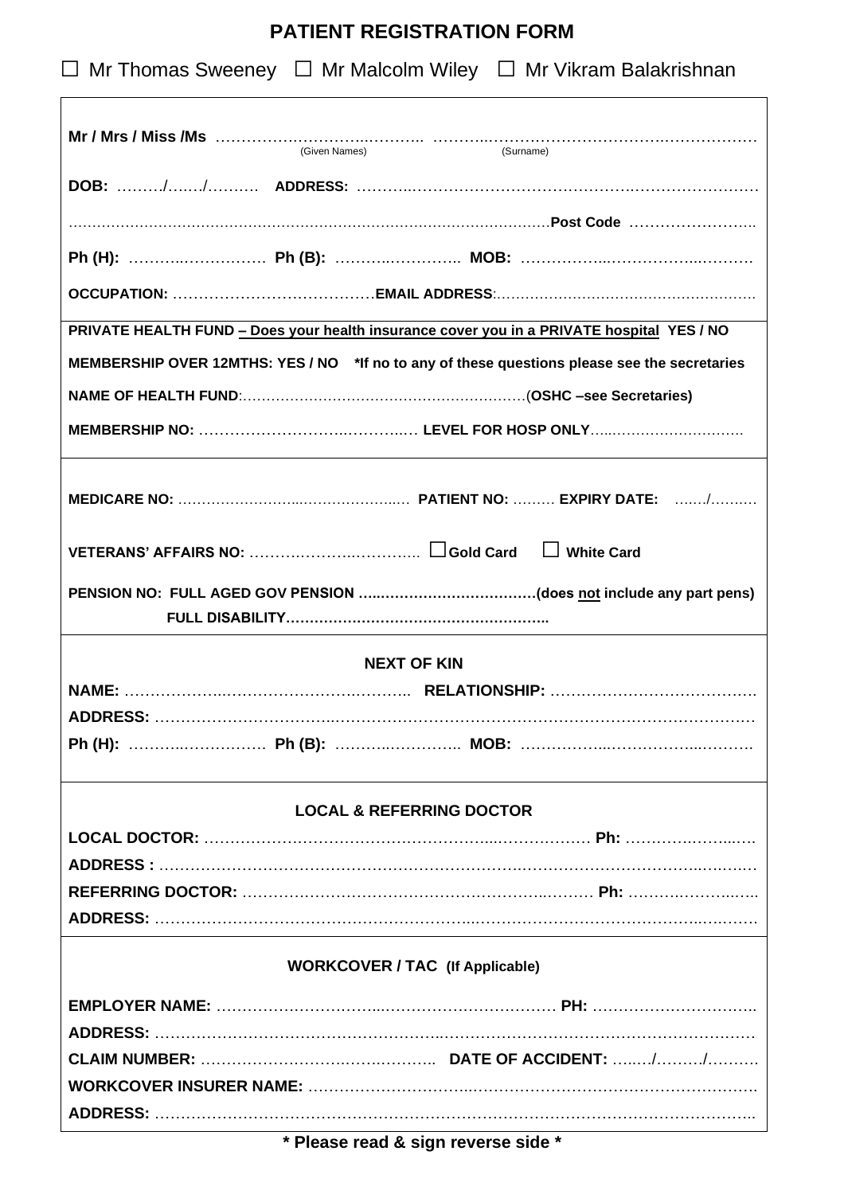# PATIENT REGISTRATION FORM

☐ Mr Thomas Sweeney ☐ Mr Malcolm Wiley ☐ Mr Vikram Balakrishnan

**Mr / Mrs / Miss /Ms** ………………………………… ……………………………………………………
(Given Names) (Surname)

**DOB:** ………/……/………. **ADDRESS:** ……………………………………………………………………

……………………………………………………………………………………**Post Code** ……………………..

**Ph (H):** ………..…………… **Ph (B):** ……….………….. **MOB:** ……………..……………..……….

**OCCUPATION:** …………………………………**EMAIL ADDRESS**:………………………………………………

**PRIVATE HEALTH FUND – Does your health insurance cover you in a PRIVATE hospital YES / NO**

**MEMBERSHIP OVER 12MTHS: YES / NO \*If no to any of these questions please see the secretaries**

**NAME OF HEALTH FUND**:………………………………………………………(**OSHC –see Secretaries)**

**MEMBERSHIP NO:** ……………………….………..… **LEVEL FOR HOSP ONLY**……………………………

**MEDICARE NO:** ……………………..………………..… **PATIENT NO:** ……… **EXPIRY DATE:** ……/………

**VETERANS' AFFAIRS NO:** ……………………………. ☐**Gold Card** ☐ **White Card**

**PENSION NO: FULL AGED GOV PENSION** ….………………………….(**does not include any part pens)**

**FULL DISABILITY**………………………………………………..

## NEXT OF KIN

**NAME:** ………………..……………………………. **RELATIONSHIP:** ………………………………….

**ADDRESS:** ……………………………………………………………………………………………………

**Ph (H):** ………..…………… **Ph (B):** ……….………….. **MOB:** ……………..……………..……….

## LOCAL & REFERRING DOCTOR

**LOCAL DOCTOR:** ………………………………………………..……………… **Ph:** ………………..….

**ADDRESS :** ……………………………………………………………………………………………………

**REFERRING DOCTOR:** ……………………………………………………..……… **Ph:** …………………..

**ADDRESS:** ……………………………………………………………………………………………………

## WORKCOVER / TAC (If Applicable)

**EMPLOYER NAME:** ……………………………..……………………………… **PH:** ……………………………

**ADDRESS:** ……………………………………………………………………………………………………

**CLAIM NUMBER:** …………………………………………. **DATE OF ACCIDENT:** ……/………/………

**WORKCOVER INSURER NAME:** ……………………………………………………………………………

**ADDRESS:** ……………………………………………………………………………………………………

**\* Please read & sign reverse side \***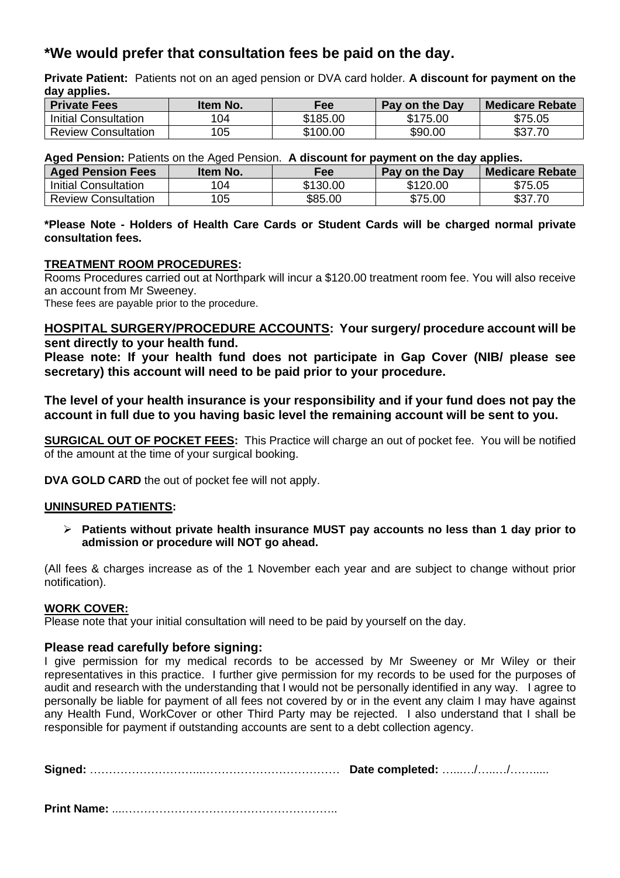## *We would prefer that consultation fees be paid on the day.

**Private Patient:** Patients not on an aged pension or DVA card holder. **A discount for payment on the day applies.**

| Private Fees | Item No. | Fee | Pay on the Day | Medicare Rebate |
|---|---|---|---|---|
| Initial Consultation | 104 | $185.00 | $175.00 | $75.05 |
| Review Consultation | 105 | $100.00 | $90.00 | $37.70 |

**Aged Pension:** Patients on the Aged Pension. **A discount for payment on the day applies.**

| Aged Pension Fees | Item No. | Fee | Pay on the Day | Medicare Rebate |
|---|---|---|---|---|
| Initial Consultation | 104 | $130.00 | $120.00 | $75.05 |
| Review Consultation | 105 | $85.00 | $75.00 | $37.70 |

**\*Please Note - Holders of Health Care Cards or Student Cards will be charged normal private consultation fees.**

**TREATMENT ROOM PROCEDURES:**
Rooms Procedures carried out at Northpark will incur a $120.00 treatment room fee. You will also receive an account from Mr Sweeney.
These fees are payable prior to the procedure.

**HOSPITAL SURGERY/PROCEDURE ACCOUNTS: Your surgery/ procedure account will be sent directly to your health fund.**

**Please note: If your health fund does not participate in Gap Cover (NIB/ please see secretary) this account will need to be paid prior to your procedure.**

**The level of your health insurance is your responsibility and if your fund does not pay the account in full due to you having basic level the remaining account will be sent to you.**

**SURGICAL OUT OF POCKET FEES:** This Practice will charge an out of pocket fee. You will be notified of the amount at the time of your surgical booking.

**DVA GOLD CARD** the out of pocket fee will not apply.

**UNINSURED PATIENTS:**

- **Patients without private health insurance MUST pay accounts no less than 1 day prior to admission or procedure will NOT go ahead.**

(All fees & charges increase as of the 1 November each year and are subject to change without prior notification).

**WORK COVER:**
Please note that your initial consultation will need to be paid by yourself on the day.

### Please read carefully before signing:

I give permission for my medical records to be accessed by Mr Sweeney or Mr Wiley or their representatives in this practice. I further give permission for my records to be used for the purposes of audit and research with the understanding that I would not be personally identified in any way. I agree to personally be liable for payment of all fees not covered by or in the event any claim I may have against any Health Fund, WorkCover or other Third Party may be rejected. I also understand that I shall be responsible for payment if outstanding accounts are sent to a debt collection agency.

**Signed:** ……………………………………………………………… **Date completed:** ……/……/……….

**Print Name:** ……………………………………………………..